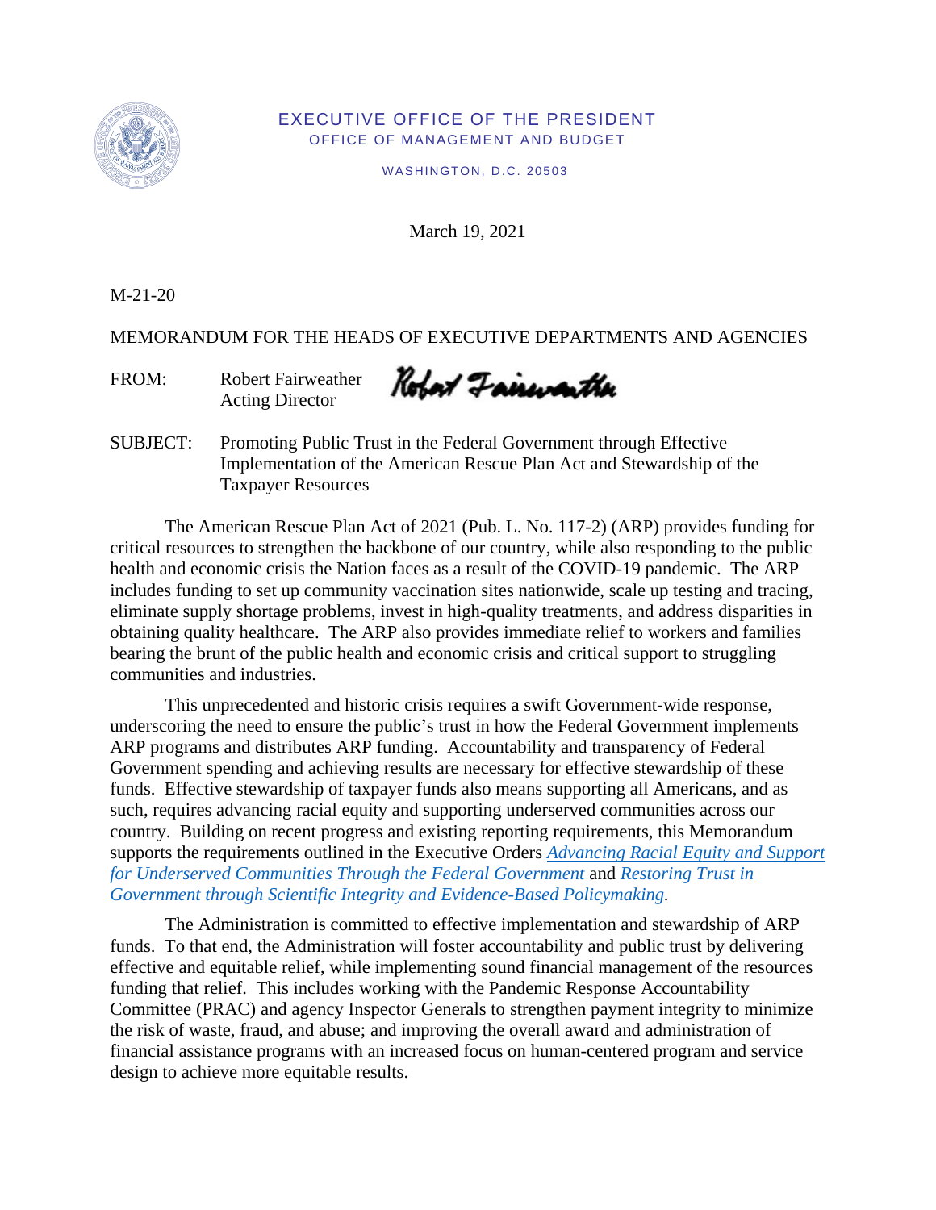EXECUTIVE OFFICE OF THE PRESIDENT
OFFICE OF MANAGEMENT AND BUDGET

WASHINGTON, D.C. 20503

March 19, 2021

M-21-20

MEMORANDUM FOR THE HEADS OF EXECUTIVE DEPARTMENTS AND AGENCIES

FROM: Robert Fairweather
Acting Director

SUBJECT: Promoting Public Trust in the Federal Government through Effective Implementation of the American Rescue Plan Act and Stewardship of the Taxpayer Resources

The American Rescue Plan Act of 2021 (Pub. L. No. 117-2) (ARP) provides funding for critical resources to strengthen the backbone of our country, while also responding to the public health and economic crisis the Nation faces as a result of the COVID-19 pandemic. The ARP includes funding to set up community vaccination sites nationwide, scale up testing and tracing, eliminate supply shortage problems, invest in high-quality treatments, and address disparities in obtaining quality healthcare. The ARP also provides immediate relief to workers and families bearing the brunt of the public health and economic crisis and critical support to struggling communities and industries.

This unprecedented and historic crisis requires a swift Government-wide response, underscoring the need to ensure the public's trust in how the Federal Government implements ARP programs and distributes ARP funding. Accountability and transparency of Federal Government spending and achieving results are necessary for effective stewardship of these funds. Effective stewardship of taxpayer funds also means supporting all Americans, and as such, requires advancing racial equity and supporting underserved communities across our country. Building on recent progress and existing reporting requirements, this Memorandum supports the requirements outlined in the Executive Orders *Advancing Racial Equity and Support for Underserved Communities Through the Federal Government* and *Restoring Trust in Government through Scientific Integrity and Evidence-Based Policymaking*.

The Administration is committed to effective implementation and stewardship of ARP funds. To that end, the Administration will foster accountability and public trust by delivering effective and equitable relief, while implementing sound financial management of the resources funding that relief. This includes working with the Pandemic Response Accountability Committee (PRAC) and agency Inspector Generals to strengthen payment integrity to minimize the risk of waste, fraud, and abuse; and improving the overall award and administration of financial assistance programs with an increased focus on human-centered program and service design to achieve more equitable results.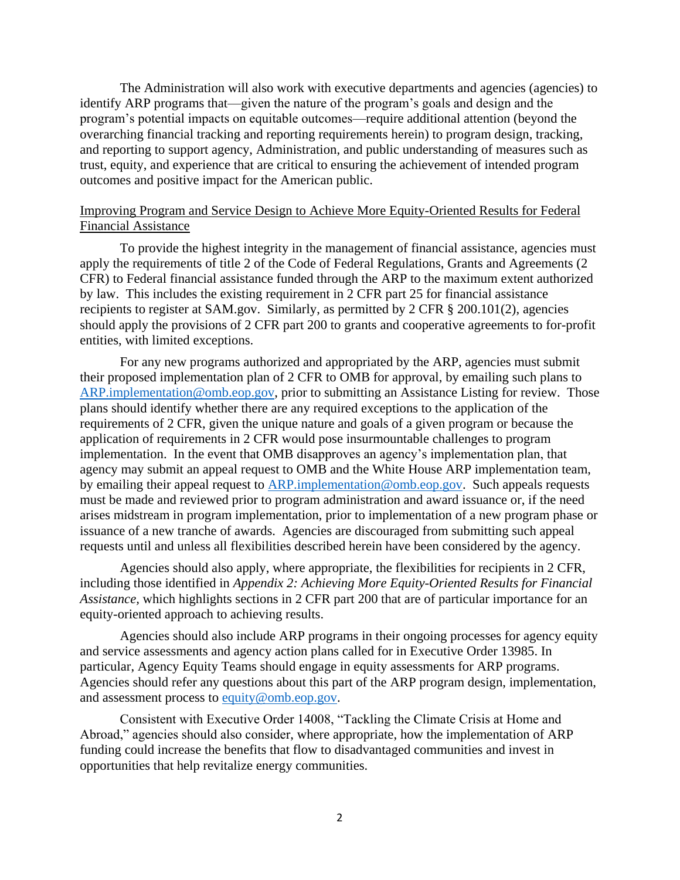The Administration will also work with executive departments and agencies (agencies) to identify ARP programs that—given the nature of the program's goals and design and the program's potential impacts on equitable outcomes—require additional attention (beyond the overarching financial tracking and reporting requirements herein) to program design, tracking, and reporting to support agency, Administration, and public understanding of measures such as trust, equity, and experience that are critical to ensuring the achievement of intended program outcomes and positive impact for the American public.

<u>Improving Program and Service Design to Achieve More Equity-Oriented Results for Federal Financial Assistance</u>

To provide the highest integrity in the management of financial assistance, agencies must apply the requirements of title 2 of the Code of Federal Regulations, Grants and Agreements (2 CFR) to Federal financial assistance funded through the ARP to the maximum extent authorized by law. This includes the existing requirement in 2 CFR part 25 for financial assistance recipients to register at SAM.gov. Similarly, as permitted by 2 CFR § 200.101(2), agencies should apply the provisions of 2 CFR part 200 to grants and cooperative agreements to for-profit entities, with limited exceptions.

For any new programs authorized and appropriated by the ARP, agencies must submit their proposed implementation plan of 2 CFR to OMB for approval, by emailing such plans to ARP.implementation@omb.eop.gov, prior to submitting an Assistance Listing for review. Those plans should identify whether there are any required exceptions to the application of the requirements of 2 CFR, given the unique nature and goals of a given program or because the application of requirements in 2 CFR would pose insurmountable challenges to program implementation. In the event that OMB disapproves an agency's implementation plan, that agency may submit an appeal request to OMB and the White House ARP implementation team, by emailing their appeal request to ARP.implementation@omb.eop.gov. Such appeals requests must be made and reviewed prior to program administration and award issuance or, if the need arises midstream in program implementation, prior to implementation of a new program phase or issuance of a new tranche of awards. Agencies are discouraged from submitting such appeal requests until and unless all flexibilities described herein have been considered by the agency.

Agencies should also apply, where appropriate, the flexibilities for recipients in 2 CFR, including those identified in *Appendix 2: Achieving More Equity-Oriented Results for Financial Assistance,* which highlights sections in 2 CFR part 200 that are of particular importance for an equity-oriented approach to achieving results.

Agencies should also include ARP programs in their ongoing processes for agency equity and service assessments and agency action plans called for in Executive Order 13985. In particular, Agency Equity Teams should engage in equity assessments for ARP programs. Agencies should refer any questions about this part of the ARP program design, implementation, and assessment process to equity@omb.eop.gov.

Consistent with Executive Order 14008, "Tackling the Climate Crisis at Home and Abroad," agencies should also consider, where appropriate, how the implementation of ARP funding could increase the benefits that flow to disadvantaged communities and invest in opportunities that help revitalize energy communities.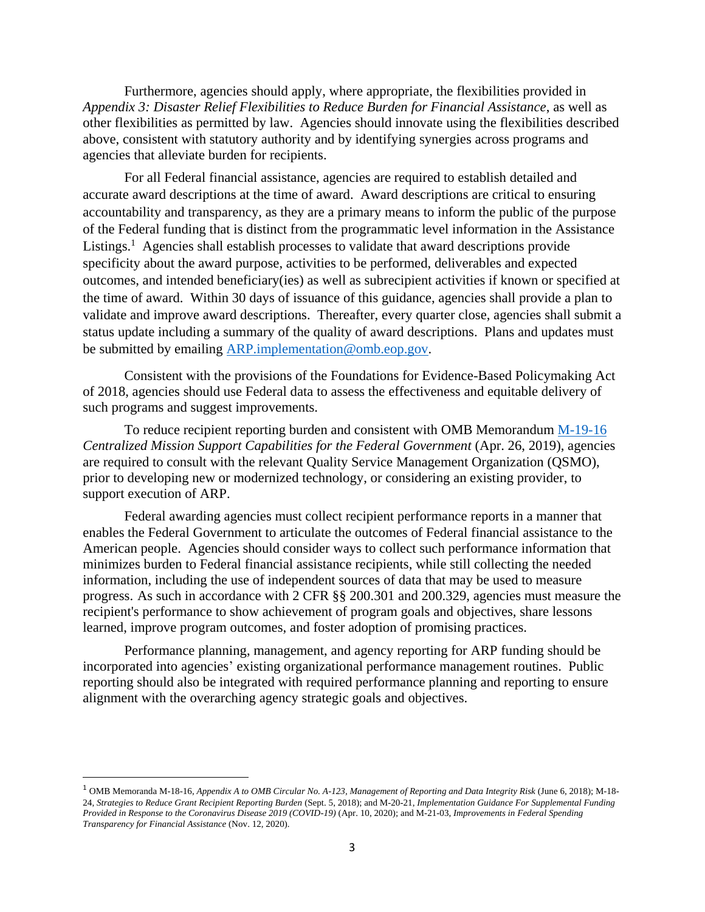Furthermore, agencies should apply, where appropriate, the flexibilities provided in *Appendix 3: Disaster Relief Flexibilities to Reduce Burden for Financial Assistance*, as well as other flexibilities as permitted by law. Agencies should innovate using the flexibilities described above, consistent with statutory authority and by identifying synergies across programs and agencies that alleviate burden for recipients.

For all Federal financial assistance, agencies are required to establish detailed and accurate award descriptions at the time of award. Award descriptions are critical to ensuring accountability and transparency, as they are a primary means to inform the public of the purpose of the Federal funding that is distinct from the programmatic level information in the Assistance Listings.[1] Agencies shall establish processes to validate that award descriptions provide specificity about the award purpose, activities to be performed, deliverables and expected outcomes, and intended beneficiary(ies) as well as subrecipient activities if known or specified at the time of award. Within 30 days of issuance of this guidance, agencies shall provide a plan to validate and improve award descriptions. Thereafter, every quarter close, agencies shall submit a status update including a summary of the quality of award descriptions. Plans and updates must be submitted by emailing ARP.implementation@omb.eop.gov.

Consistent with the provisions of the Foundations for Evidence-Based Policymaking Act of 2018, agencies should use Federal data to assess the effectiveness and equitable delivery of such programs and suggest improvements.

To reduce recipient reporting burden and consistent with OMB Memorandum M-19-16 *Centralized Mission Support Capabilities for the Federal Government* (Apr. 26, 2019), agencies are required to consult with the relevant Quality Service Management Organization (QSMO), prior to developing new or modernized technology, or considering an existing provider, to support execution of ARP.

Federal awarding agencies must collect recipient performance reports in a manner that enables the Federal Government to articulate the outcomes of Federal financial assistance to the American people. Agencies should consider ways to collect such performance information that minimizes burden to Federal financial assistance recipients, while still collecting the needed information, including the use of independent sources of data that may be used to measure progress. As such in accordance with 2 CFR §§ 200.301 and 200.329, agencies must measure the recipient's performance to show achievement of program goals and objectives, share lessons learned, improve program outcomes, and foster adoption of promising practices.

Performance planning, management, and agency reporting for ARP funding should be incorporated into agencies' existing organizational performance management routines. Public reporting should also be integrated with required performance planning and reporting to ensure alignment with the overarching agency strategic goals and objectives.

---

[1] OMB Memoranda M-18-16, *Appendix A to OMB Circular No. A-123, Management of Reporting and Data Integrity Risk* (June 6, 2018); M-18-24, *Strategies to Reduce Grant Recipient Reporting Burden* (Sept. 5, 2018); and M-20-21, *Implementation Guidance For Supplemental Funding Provided in Response to the Coronavirus Disease 2019 (COVID-19)* (Apr. 10, 2020); and M-21-03, *Improvements in Federal Spending Transparency for Financial Assistance* (Nov. 12, 2020).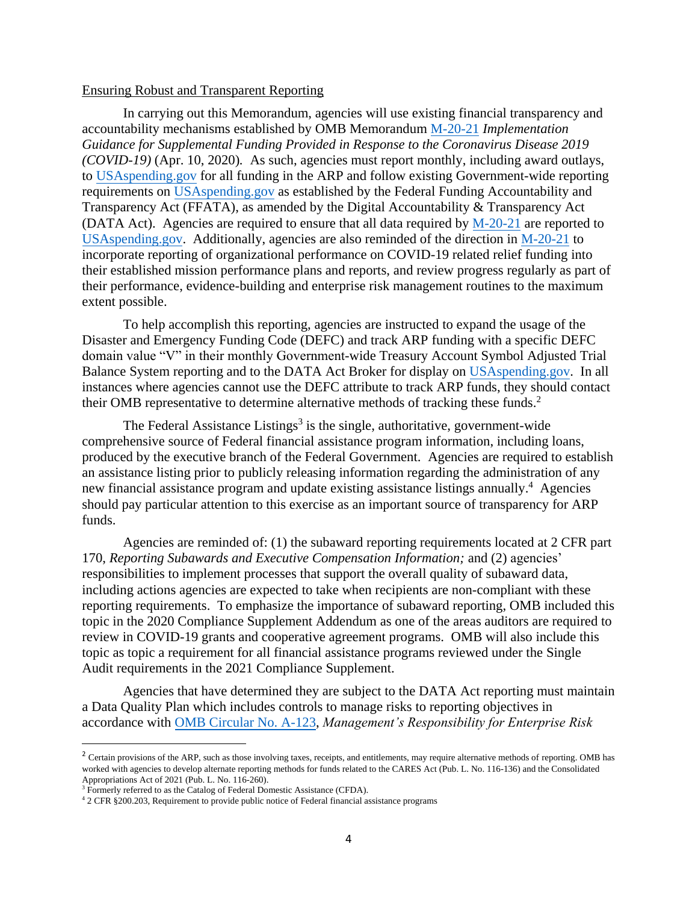Ensuring Robust and Transparent Reporting

In carrying out this Memorandum, agencies will use existing financial transparency and accountability mechanisms established by OMB Memorandum M-20-21 *Implementation Guidance for Supplemental Funding Provided in Response to the Coronavirus Disease 2019 (COVID-19)* (Apr. 10, 2020). As such, agencies must report monthly, including award outlays, to USAspending.gov for all funding in the ARP and follow existing Government-wide reporting requirements on USAspending.gov as established by the Federal Funding Accountability and Transparency Act (FFATA), as amended by the Digital Accountability & Transparency Act (DATA Act). Agencies are required to ensure that all data required by M-20-21 are reported to USAspending.gov. Additionally, agencies are also reminded of the direction in M-20-21 to incorporate reporting of organizational performance on COVID-19 related relief funding into their established mission performance plans and reports, and review progress regularly as part of their performance, evidence-building and enterprise risk management routines to the maximum extent possible.

To help accomplish this reporting, agencies are instructed to expand the usage of the Disaster and Emergency Funding Code (DEFC) and track ARP funding with a specific DEFC domain value "V" in their monthly Government-wide Treasury Account Symbol Adjusted Trial Balance System reporting and to the DATA Act Broker for display on USAspending.gov. In all instances where agencies cannot use the DEFC attribute to track ARP funds, they should contact their OMB representative to determine alternative methods of tracking these funds.[2]

The Federal Assistance Listings[3] is the single, authoritative, government-wide comprehensive source of Federal financial assistance program information, including loans, produced by the executive branch of the Federal Government. Agencies are required to establish an assistance listing prior to publicly releasing information regarding the administration of any new financial assistance program and update existing assistance listings annually.[4] Agencies should pay particular attention to this exercise as an important source of transparency for ARP funds.

Agencies are reminded of: (1) the subaward reporting requirements located at 2 CFR part 170, *Reporting Subawards and Executive Compensation Information;* and (2) agencies' responsibilities to implement processes that support the overall quality of subaward data, including actions agencies are expected to take when recipients are non-compliant with these reporting requirements. To emphasize the importance of subaward reporting, OMB included this topic in the 2020 Compliance Supplement Addendum as one of the areas auditors are required to review in COVID-19 grants and cooperative agreement programs. OMB will also include this topic as topic a requirement for all financial assistance programs reviewed under the Single Audit requirements in the 2021 Compliance Supplement.

Agencies that have determined they are subject to the DATA Act reporting must maintain a Data Quality Plan which includes controls to manage risks to reporting objectives in accordance with OMB Circular No. A-123, *Management's Responsibility for Enterprise Risk*

---

[2] Certain provisions of the ARP, such as those involving taxes, receipts, and entitlements, may require alternative methods of reporting. OMB has worked with agencies to develop alternate reporting methods for funds related to the CARES Act (Pub. L. No. 116-136) and the Consolidated Appropriations Act of 2021 (Pub. L. No. 116-260).

[3] Formerly referred to as the Catalog of Federal Domestic Assistance (CFDA).

[4] 2 CFR §200.203, Requirement to provide public notice of Federal financial assistance programs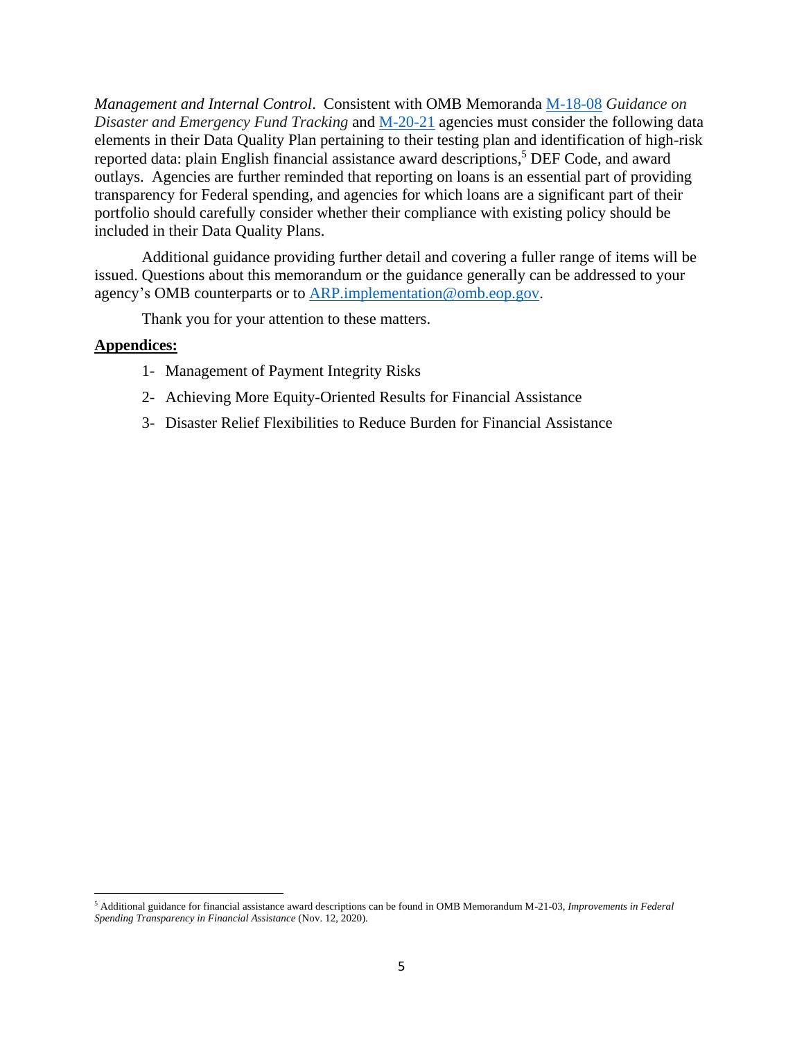*Management and Internal Control*. Consistent with OMB Memoranda M-18-08 *Guidance on Disaster and Emergency Fund Tracking* and M-20-21 agencies must consider the following data elements in their Data Quality Plan pertaining to their testing plan and identification of high-risk reported data: plain English financial assistance award descriptions,[5] DEF Code, and award outlays. Agencies are further reminded that reporting on loans is an essential part of providing transparency for Federal spending, and agencies for which loans are a significant part of their portfolio should carefully consider whether their compliance with existing policy should be included in their Data Quality Plans.

Additional guidance providing further detail and covering a fuller range of items will be issued. Questions about this memorandum or the guidance generally can be addressed to your agency's OMB counterparts or to ARP.implementation@omb.eop.gov.

Thank you for your attention to these matters.

**Appendices:**

1- Management of Payment Integrity Risks

2- Achieving More Equity-Oriented Results for Financial Assistance

3- Disaster Relief Flexibilities to Reduce Burden for Financial Assistance

---

[5] Additional guidance for financial assistance award descriptions can be found in OMB Memorandum M-21-03, *Improvements in Federal Spending Transparency in Financial Assistance* (Nov. 12, 2020).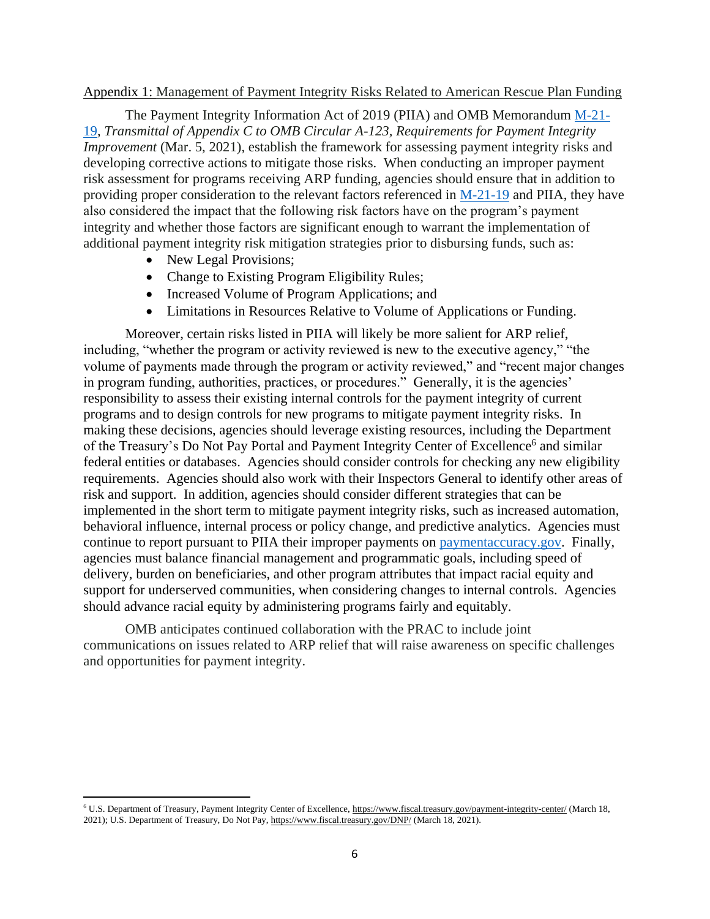Appendix 1: Management of Payment Integrity Risks Related to American Rescue Plan Funding

The Payment Integrity Information Act of 2019 (PIIA) and OMB Memorandum M-21-19, *Transmittal of Appendix C to OMB Circular A-123, Requirements for Payment Integrity Improvement* (Mar. 5, 2021), establish the framework for assessing payment integrity risks and developing corrective actions to mitigate those risks. When conducting an improper payment risk assessment for programs receiving ARP funding, agencies should ensure that in addition to providing proper consideration to the relevant factors referenced in M-21-19 and PIIA, they have also considered the impact that the following risk factors have on the program's payment integrity and whether those factors are significant enough to warrant the implementation of additional payment integrity risk mitigation strategies prior to disbursing funds, such as:

- New Legal Provisions;
- Change to Existing Program Eligibility Rules;
- Increased Volume of Program Applications; and
- Limitations in Resources Relative to Volume of Applications or Funding.

Moreover, certain risks listed in PIIA will likely be more salient for ARP relief, including, "whether the program or activity reviewed is new to the executive agency," "the volume of payments made through the program or activity reviewed," and "recent major changes in program funding, authorities, practices, or procedures." Generally, it is the agencies' responsibility to assess their existing internal controls for the payment integrity of current programs and to design controls for new programs to mitigate payment integrity risks. In making these decisions, agencies should leverage existing resources, including the Department of the Treasury's Do Not Pay Portal and Payment Integrity Center of Excellence[6] and similar federal entities or databases. Agencies should consider controls for checking any new eligibility requirements. Agencies should also work with their Inspectors General to identify other areas of risk and support. In addition, agencies should consider different strategies that can be implemented in the short term to mitigate payment integrity risks, such as increased automation, behavioral influence, internal process or policy change, and predictive analytics. Agencies must continue to report pursuant to PIIA their improper payments on paymentaccuracy.gov. Finally, agencies must balance financial management and programmatic goals, including speed of delivery, burden on beneficiaries, and other program attributes that impact racial equity and support for underserved communities, when considering changes to internal controls. Agencies should advance racial equity by administering programs fairly and equitably.

OMB anticipates continued collaboration with the PRAC to include joint communications on issues related to ARP relief that will raise awareness on specific challenges and opportunities for payment integrity.

[6] U.S. Department of Treasury, Payment Integrity Center of Excellence, https://www.fiscal.treasury.gov/payment-integrity-center/ (March 18, 2021); U.S. Department of Treasury, Do Not Pay, https://www.fiscal.treasury.gov/DNP/ (March 18, 2021).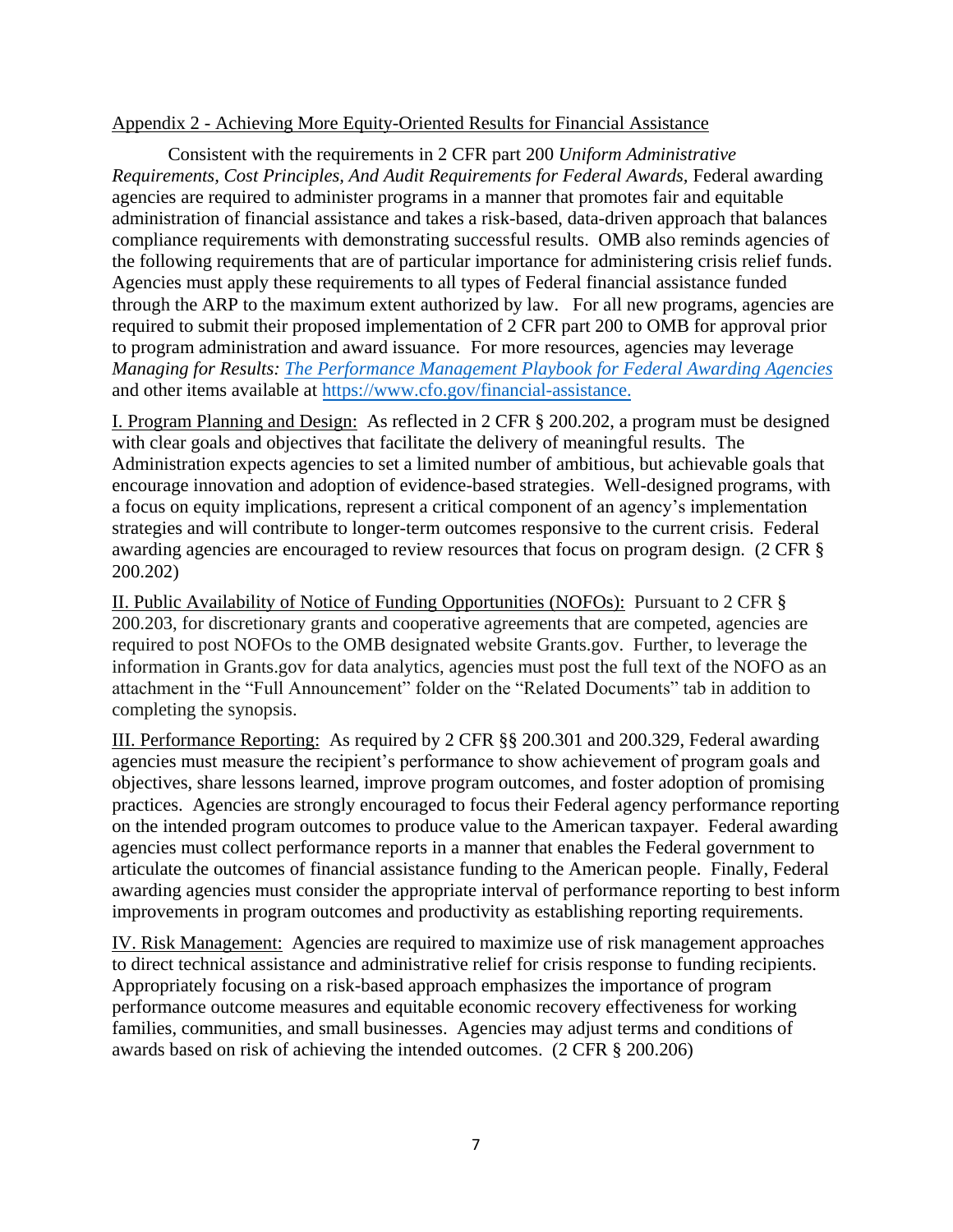Appendix 2 - Achieving More Equity-Oriented Results for Financial Assistance

Consistent with the requirements in 2 CFR part 200 *Uniform Administrative Requirements, Cost Principles, And Audit Requirements for Federal Awards*, Federal awarding agencies are required to administer programs in a manner that promotes fair and equitable administration of financial assistance and takes a risk-based, data-driven approach that balances compliance requirements with demonstrating successful results. OMB also reminds agencies of the following requirements that are of particular importance for administering crisis relief funds. Agencies must apply these requirements to all types of Federal financial assistance funded through the ARP to the maximum extent authorized by law. For all new programs, agencies are required to submit their proposed implementation of 2 CFR part 200 to OMB for approval prior to program administration and award issuance. For more resources, agencies may leverage *Managing for Results: The Performance Management Playbook for Federal Awarding Agencies* and other items available at https://www.cfo.gov/financial-assistance.

I. Program Planning and Design: As reflected in 2 CFR § 200.202, a program must be designed with clear goals and objectives that facilitate the delivery of meaningful results. The Administration expects agencies to set a limited number of ambitious, but achievable goals that encourage innovation and adoption of evidence-based strategies. Well-designed programs, with a focus on equity implications, represent a critical component of an agency's implementation strategies and will contribute to longer-term outcomes responsive to the current crisis. Federal awarding agencies are encouraged to review resources that focus on program design. (2 CFR § 200.202)

II. Public Availability of Notice of Funding Opportunities (NOFOs): Pursuant to 2 CFR § 200.203, for discretionary grants and cooperative agreements that are competed, agencies are required to post NOFOs to the OMB designated website Grants.gov. Further, to leverage the information in Grants.gov for data analytics, agencies must post the full text of the NOFO as an attachment in the "Full Announcement" folder on the "Related Documents" tab in addition to completing the synopsis.

III. Performance Reporting: As required by 2 CFR §§ 200.301 and 200.329, Federal awarding agencies must measure the recipient's performance to show achievement of program goals and objectives, share lessons learned, improve program outcomes, and foster adoption of promising practices. Agencies are strongly encouraged to focus their Federal agency performance reporting on the intended program outcomes to produce value to the American taxpayer. Federal awarding agencies must collect performance reports in a manner that enables the Federal government to articulate the outcomes of financial assistance funding to the American people. Finally, Federal awarding agencies must consider the appropriate interval of performance reporting to best inform improvements in program outcomes and productivity as establishing reporting requirements.

IV. Risk Management: Agencies are required to maximize use of risk management approaches to direct technical assistance and administrative relief for crisis response to funding recipients. Appropriately focusing on a risk-based approach emphasizes the importance of program performance outcome measures and equitable economic recovery effectiveness for working families, communities, and small businesses. Agencies may adjust terms and conditions of awards based on risk of achieving the intended outcomes. (2 CFR § 200.206)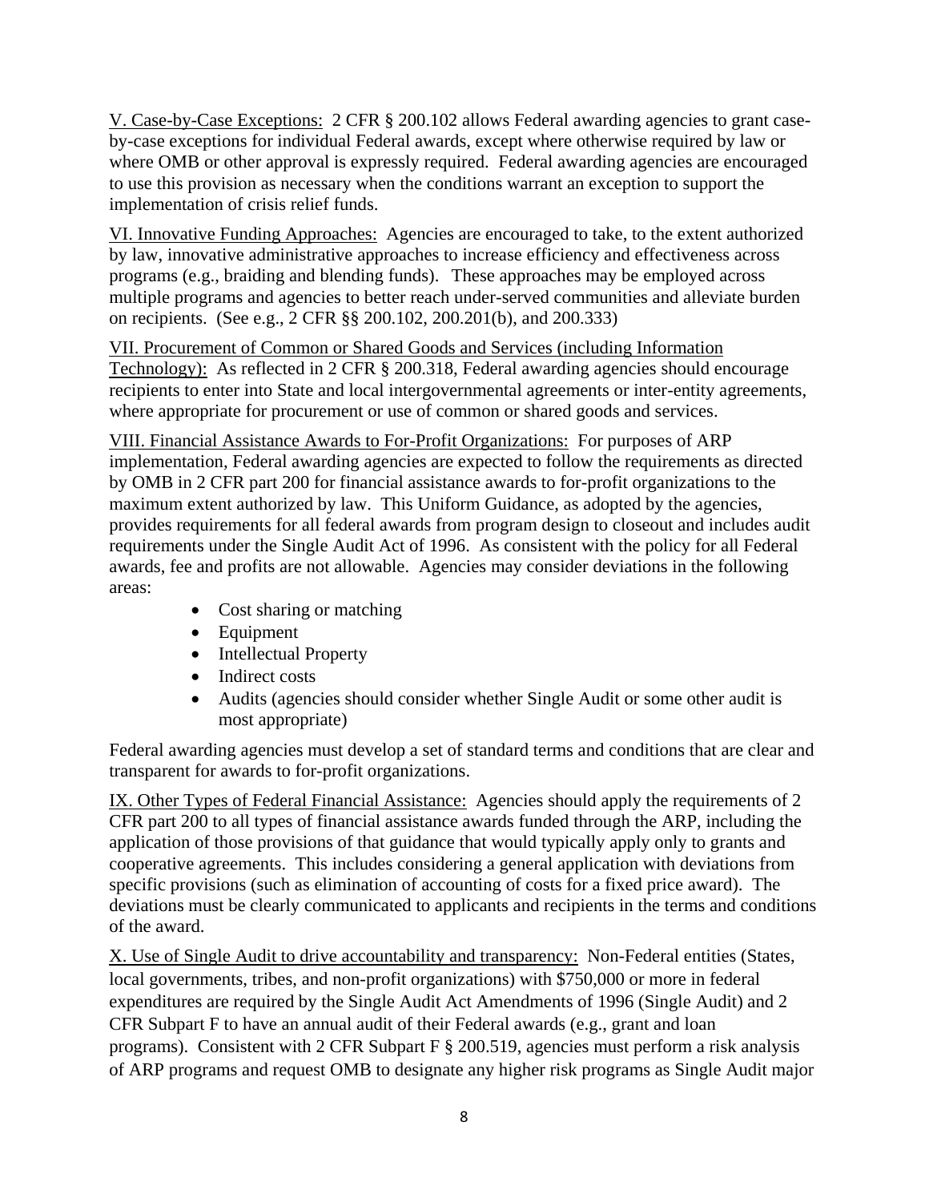<u>V. Case-by-Case Exceptions:</u> 2 CFR § 200.102 allows Federal awarding agencies to grant case-by-case exceptions for individual Federal awards, except where otherwise required by law or where OMB or other approval is expressly required. Federal awarding agencies are encouraged to use this provision as necessary when the conditions warrant an exception to support the implementation of crisis relief funds.

<u>VI. Innovative Funding Approaches:</u> Agencies are encouraged to take, to the extent authorized by law, innovative administrative approaches to increase efficiency and effectiveness across programs (e.g., braiding and blending funds). These approaches may be employed across multiple programs and agencies to better reach under-served communities and alleviate burden on recipients. (See e.g., 2 CFR §§ 200.102, 200.201(b), and 200.333)

<u>VII. Procurement of Common or Shared Goods and Services (including Information Technology):</u> As reflected in 2 CFR § 200.318, Federal awarding agencies should encourage recipients to enter into State and local intergovernmental agreements or inter-entity agreements, where appropriate for procurement or use of common or shared goods and services.

<u>VIII. Financial Assistance Awards to For-Profit Organizations:</u> For purposes of ARP implementation, Federal awarding agencies are expected to follow the requirements as directed by OMB in 2 CFR part 200 for financial assistance awards to for-profit organizations to the maximum extent authorized by law. This Uniform Guidance, as adopted by the agencies, provides requirements for all federal awards from program design to closeout and includes audit requirements under the Single Audit Act of 1996. As consistent with the policy for all Federal awards, fee and profits are not allowable. Agencies may consider deviations in the following areas:

- Cost sharing or matching
- Equipment
- Intellectual Property
- Indirect costs
- Audits (agencies should consider whether Single Audit or some other audit is most appropriate)

Federal awarding agencies must develop a set of standard terms and conditions that are clear and transparent for awards to for-profit organizations.

<u>IX. Other Types of Federal Financial Assistance:</u> Agencies should apply the requirements of 2 CFR part 200 to all types of financial assistance awards funded through the ARP, including the application of those provisions of that guidance that would typically apply only to grants and cooperative agreements. This includes considering a general application with deviations from specific provisions (such as elimination of accounting of costs for a fixed price award). The deviations must be clearly communicated to applicants and recipients in the terms and conditions of the award.

<u>X. Use of Single Audit to drive accountability and transparency:</u> Non-Federal entities (States, local governments, tribes, and non-profit organizations) with $750,000 or more in federal expenditures are required by the Single Audit Act Amendments of 1996 (Single Audit) and 2 CFR Subpart F to have an annual audit of their Federal awards (e.g., grant and loan programs). Consistent with 2 CFR Subpart F § 200.519, agencies must perform a risk analysis of ARP programs and request OMB to designate any higher risk programs as Single Audit major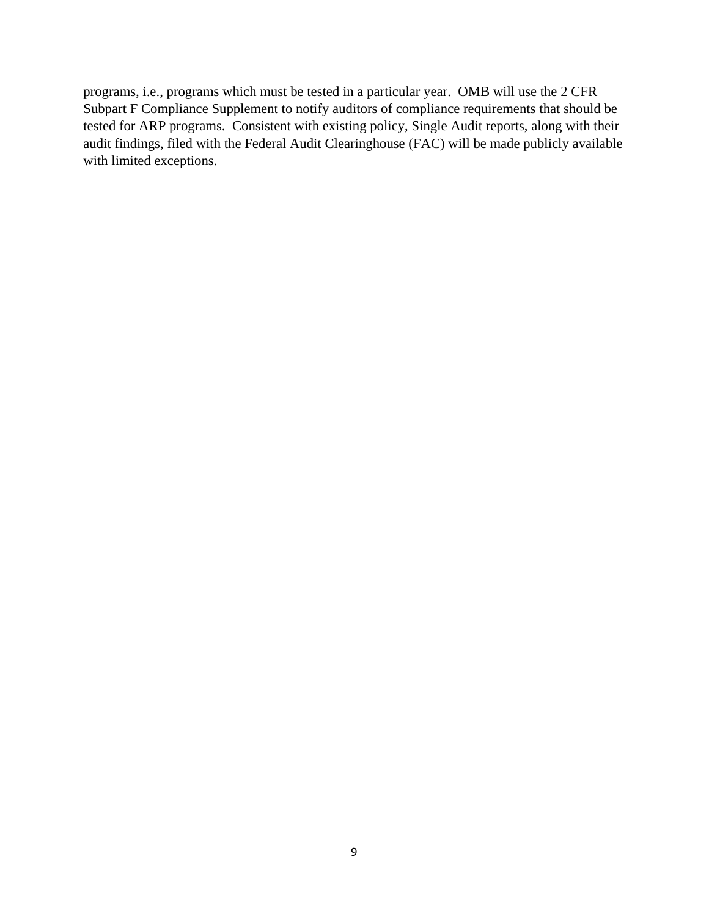programs, i.e., programs which must be tested in a particular year. OMB will use the 2 CFR Subpart F Compliance Supplement to notify auditors of compliance requirements that should be tested for ARP programs. Consistent with existing policy, Single Audit reports, along with their audit findings, filed with the Federal Audit Clearinghouse (FAC) will be made publicly available with limited exceptions.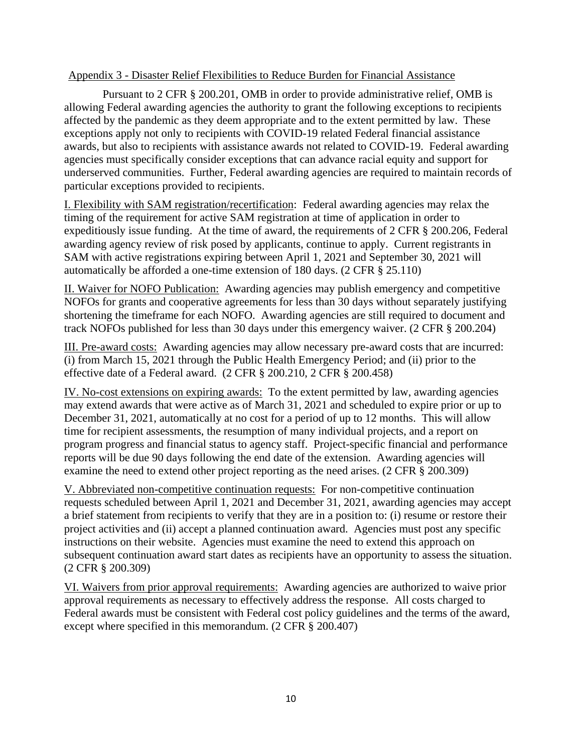## Appendix 3 - Disaster Relief Flexibilities to Reduce Burden for Financial Assistance

Pursuant to 2 CFR § 200.201, OMB in order to provide administrative relief, OMB is allowing Federal awarding agencies the authority to grant the following exceptions to recipients affected by the pandemic as they deem appropriate and to the extent permitted by law. These exceptions apply not only to recipients with COVID-19 related Federal financial assistance awards, but also to recipients with assistance awards not related to COVID-19. Federal awarding agencies must specifically consider exceptions that can advance racial equity and support for underserved communities. Further, Federal awarding agencies are required to maintain records of particular exceptions provided to recipients.

I. Flexibility with SAM registration/recertification: Federal awarding agencies may relax the timing of the requirement for active SAM registration at time of application in order to expeditiously issue funding. At the time of award, the requirements of 2 CFR § 200.206, Federal awarding agency review of risk posed by applicants, continue to apply. Current registrants in SAM with active registrations expiring between April 1, 2021 and September 30, 2021 will automatically be afforded a one-time extension of 180 days. (2 CFR § 25.110)

II. Waiver for NOFO Publication: Awarding agencies may publish emergency and competitive NOFOs for grants and cooperative agreements for less than 30 days without separately justifying shortening the timeframe for each NOFO. Awarding agencies are still required to document and track NOFOs published for less than 30 days under this emergency waiver. (2 CFR § 200.204)

III. Pre-award costs: Awarding agencies may allow necessary pre-award costs that are incurred: (i) from March 15, 2021 through the Public Health Emergency Period; and (ii) prior to the effective date of a Federal award. (2 CFR § 200.210, 2 CFR § 200.458)

IV. No-cost extensions on expiring awards: To the extent permitted by law, awarding agencies may extend awards that were active as of March 31, 2021 and scheduled to expire prior or up to December 31, 2021, automatically at no cost for a period of up to 12 months. This will allow time for recipient assessments, the resumption of many individual projects, and a report on program progress and financial status to agency staff. Project-specific financial and performance reports will be due 90 days following the end date of the extension. Awarding agencies will examine the need to extend other project reporting as the need arises. (2 CFR § 200.309)

V. Abbreviated non-competitive continuation requests: For non-competitive continuation requests scheduled between April 1, 2021 and December 31, 2021, awarding agencies may accept a brief statement from recipients to verify that they are in a position to: (i) resume or restore their project activities and (ii) accept a planned continuation award. Agencies must post any specific instructions on their website. Agencies must examine the need to extend this approach on subsequent continuation award start dates as recipients have an opportunity to assess the situation. (2 CFR § 200.309)

VI. Waivers from prior approval requirements: Awarding agencies are authorized to waive prior approval requirements as necessary to effectively address the response. All costs charged to Federal awards must be consistent with Federal cost policy guidelines and the terms of the award, except where specified in this memorandum. (2 CFR § 200.407)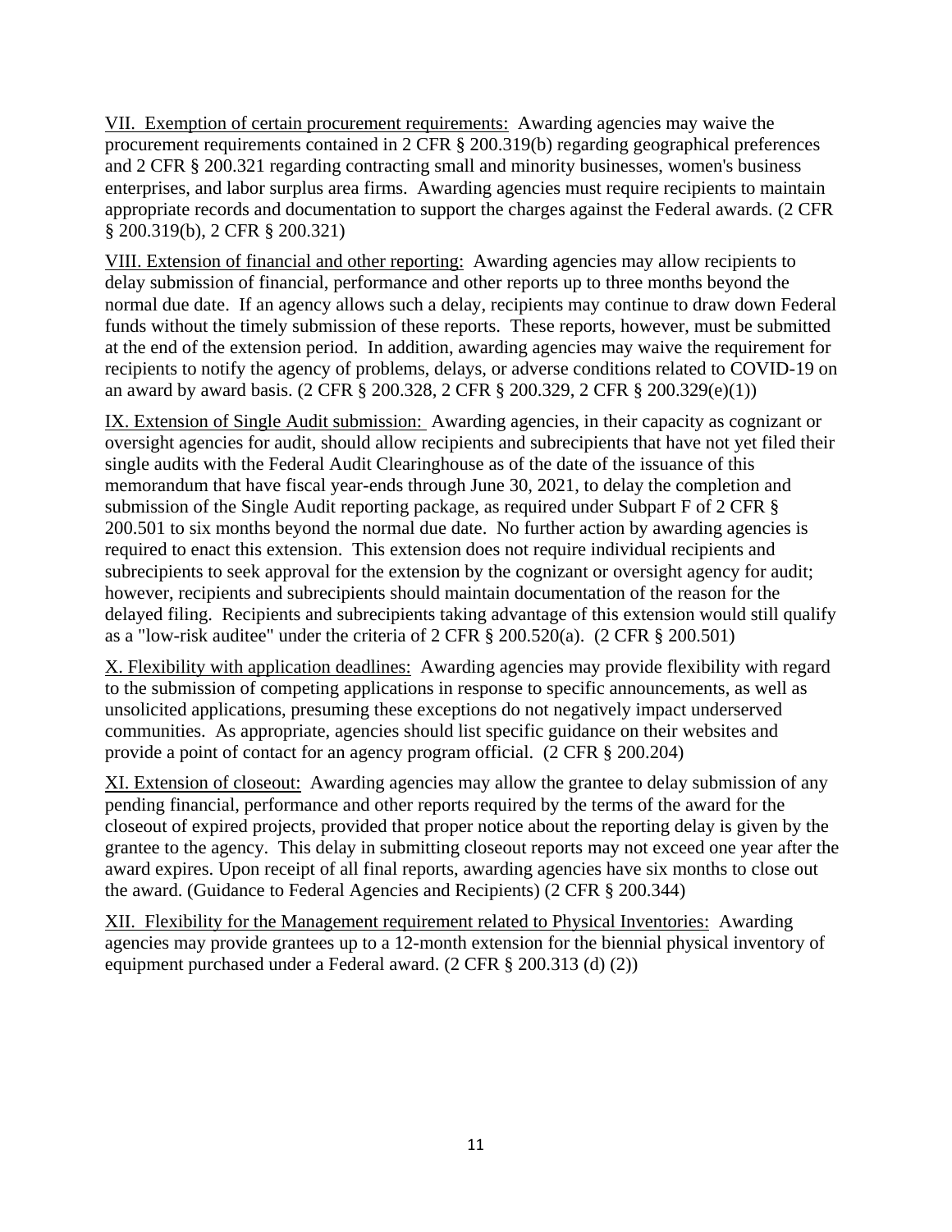VII. Exemption of certain procurement requirements: Awarding agencies may waive the procurement requirements contained in 2 CFR § 200.319(b) regarding geographical preferences and 2 CFR § 200.321 regarding contracting small and minority businesses, women's business enterprises, and labor surplus area firms. Awarding agencies must require recipients to maintain appropriate records and documentation to support the charges against the Federal awards. (2 CFR § 200.319(b), 2 CFR § 200.321)

VIII. Extension of financial and other reporting: Awarding agencies may allow recipients to delay submission of financial, performance and other reports up to three months beyond the normal due date. If an agency allows such a delay, recipients may continue to draw down Federal funds without the timely submission of these reports. These reports, however, must be submitted at the end of the extension period. In addition, awarding agencies may waive the requirement for recipients to notify the agency of problems, delays, or adverse conditions related to COVID-19 on an award by award basis. (2 CFR § 200.328, 2 CFR § 200.329, 2 CFR § 200.329(e)(1))

IX. Extension of Single Audit submission: Awarding agencies, in their capacity as cognizant or oversight agencies for audit, should allow recipients and subrecipients that have not yet filed their single audits with the Federal Audit Clearinghouse as of the date of the issuance of this memorandum that have fiscal year-ends through June 30, 2021, to delay the completion and submission of the Single Audit reporting package, as required under Subpart F of 2 CFR § 200.501 to six months beyond the normal due date. No further action by awarding agencies is required to enact this extension. This extension does not require individual recipients and subrecipients to seek approval for the extension by the cognizant or oversight agency for audit; however, recipients and subrecipients should maintain documentation of the reason for the delayed filing. Recipients and subrecipients taking advantage of this extension would still qualify as a "low-risk auditee" under the criteria of 2 CFR § 200.520(a). (2 CFR § 200.501)

X. Flexibility with application deadlines: Awarding agencies may provide flexibility with regard to the submission of competing applications in response to specific announcements, as well as unsolicited applications, presuming these exceptions do not negatively impact underserved communities. As appropriate, agencies should list specific guidance on their websites and provide a point of contact for an agency program official. (2 CFR § 200.204)

XI. Extension of closeout: Awarding agencies may allow the grantee to delay submission of any pending financial, performance and other reports required by the terms of the award for the closeout of expired projects, provided that proper notice about the reporting delay is given by the grantee to the agency. This delay in submitting closeout reports may not exceed one year after the award expires. Upon receipt of all final reports, awarding agencies have six months to close out the award. (Guidance to Federal Agencies and Recipients) (2 CFR § 200.344)

XII. Flexibility for the Management requirement related to Physical Inventories: Awarding agencies may provide grantees up to a 12-month extension for the biennial physical inventory of equipment purchased under a Federal award. (2 CFR § 200.313 (d) (2))